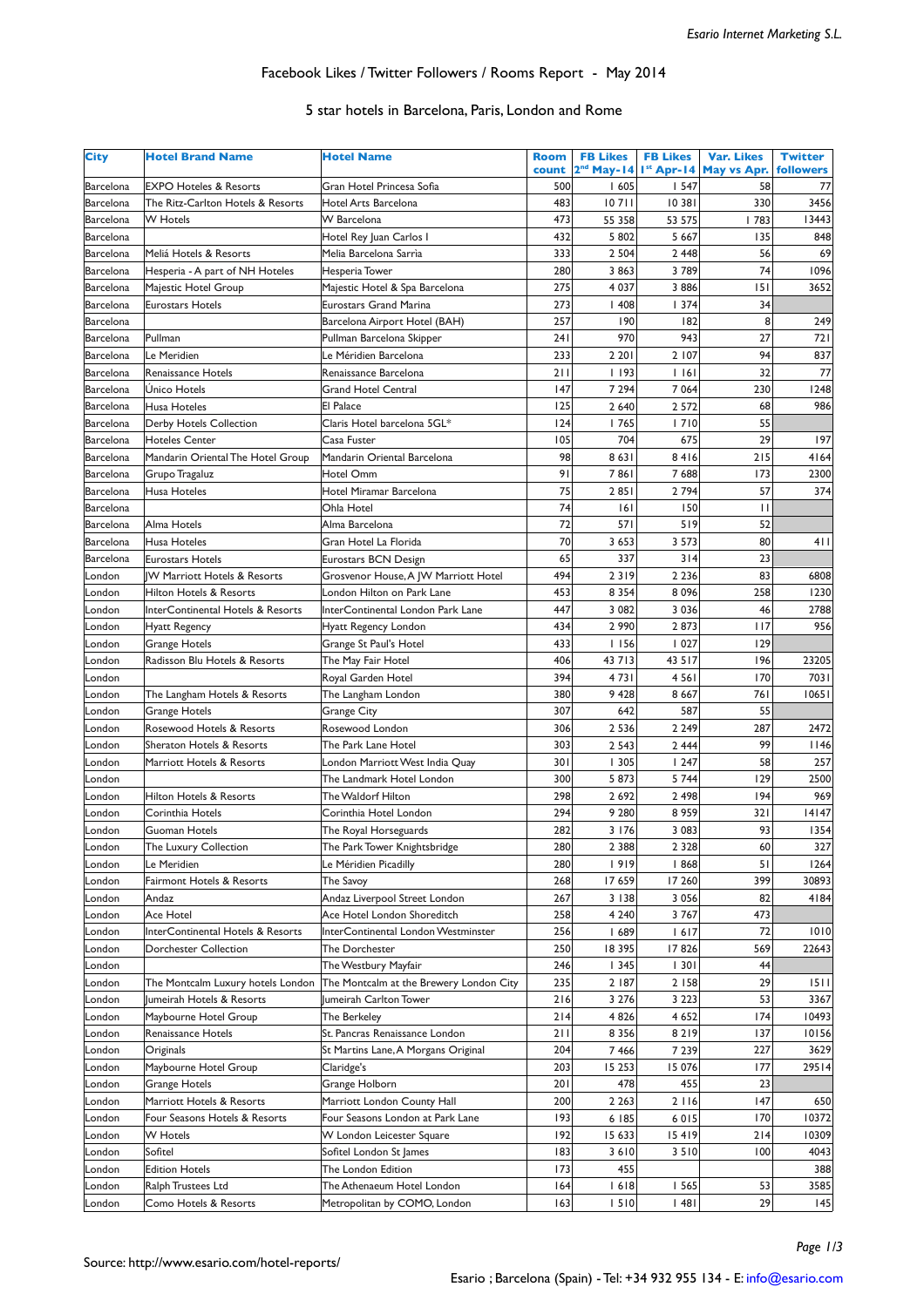Esario Internet Marketing S.L.

# Facebook Likes / Twitter Followers / Rooms Report - May 2014

## 5 star hotels in Barcelona, Paris, London and Rome

| City | Hotel Brand Name | Hotel Name | Room count | FB Likes 2nd May-14 | FB Likes 1st Apr-14 | Var. Likes May vs Apr. | Twitter followers |
|---|---|---|---|---|---|---|---|
| Barcelona | EXPO Hoteles & Resorts | Gran Hotel Princesa Sofia | 500 | 1 605 | 1 547 | 58 | 77 |
| Barcelona | The Ritz-Carlton Hotels & Resorts | Hotel Arts Barcelona | 483 | 10 711 | 10 381 | 330 | 3456 |
| Barcelona | W Hotels | W Barcelona | 473 | 55 358 | 53 575 | 1 783 | 13443 |
| Barcelona | | Hotel Rey Juan Carlos I | 432 | 5 802 | 5 667 | 135 | 848 |
| Barcelona | Meliá Hotels & Resorts | Melia Barcelona Sarria | 333 | 2 504 | 2 448 | 56 | 69 |
| Barcelona | Hesperia - A part of NH Hoteles | Hesperia Tower | 280 | 3 863 | 3 789 | 74 | 1096 |
| Barcelona | Majestic Hotel Group | Majestic Hotel & Spa Barcelona | 275 | 4 037 | 3 886 | 151 | 3652 |
| Barcelona | Eurostars Hotels | Eurostars Grand Marina | 273 | 1 408 | 1 374 | 34 | |
| Barcelona | | Barcelona Airport Hotel (BAH) | 257 | 190 | 182 | 8 | 249 |
| Barcelona | Pullman | Pullman Barcelona Skipper | 241 | 970 | 943 | 27 | 721 |
| Barcelona | Le Meridien | Le Méridien Barcelona | 233 | 2 201 | 2 107 | 94 | 837 |
| Barcelona | Renaissance Hotels | Renaissance Barcelona | 211 | 1 193 | 1 161 | 32 | 77 |
| Barcelona | Único Hotels | Grand Hotel Central | 147 | 7 294 | 7 064 | 230 | 1248 |
| Barcelona | Husa Hoteles | El Palace | 125 | 2 640 | 2 572 | 68 | 986 |
| Barcelona | Derby Hotels Collection | Claris Hotel barcelona 5GL* | 124 | 1 765 | 1 710 | 55 | |
| Barcelona | Hoteles Center | Casa Fuster | 105 | 704 | 675 | 29 | 197 |
| Barcelona | Mandarin Oriental The Hotel Group | Mandarin Oriental Barcelona | 98 | 8 631 | 8 416 | 215 | 4164 |
| Barcelona | Grupo Tragaluz | Hotel Omm | 91 | 7 861 | 7 688 | 173 | 2300 |
| Barcelona | Husa Hoteles | Hotel Miramar Barcelona | 75 | 2 851 | 2 794 | 57 | 374 |
| Barcelona | | Ohla Hotel | 74 | 161 | 150 | 11 | |
| Barcelona | Alma Hotels | Alma Barcelona | 72 | 571 | 519 | 52 | |
| Barcelona | Husa Hoteles | Gran Hotel La Florida | 70 | 3 653 | 3 573 | 80 | 411 |
| Barcelona | Eurostars Hotels | Eurostars BCN Design | 65 | 337 | 314 | 23 | |
| London | JW Marriott Hotels & Resorts | Grosvenor House, A JW Marriott Hotel | 494 | 2 319 | 2 236 | 83 | 6808 |
| London | Hilton Hotels & Resorts | London Hilton on Park Lane | 453 | 8 354 | 8 096 | 258 | 1230 |
| London | InterContinental Hotels & Resorts | InterContinental London Park Lane | 447 | 3 082 | 3 036 | 46 | 2788 |
| London | Hyatt Regency | Hyatt Regency London | 434 | 2 990 | 2 873 | 117 | 956 |
| London | Grange Hotels | Grange St Paul's Hotel | 433 | 1 156 | 1 027 | 129 | |
| London | Radisson Blu Hotels & Resorts | The May Fair Hotel | 406 | 43 713 | 43 517 | 196 | 23205 |
| London | | Royal Garden Hotel | 394 | 4 731 | 4 561 | 170 | 7031 |
| London | The Langham Hotels & Resorts | The Langham London | 380 | 9 428 | 8 667 | 761 | 10651 |
| London | Grange Hotels | Grange City | 307 | 642 | 587 | 55 | |
| London | Rosewood Hotels & Resorts | Rosewood London | 306 | 2 536 | 2 249 | 287 | 2472 |
| London | Sheraton Hotels & Resorts | The Park Lane Hotel | 303 | 2 543 | 2 444 | 99 | 1146 |
| London | Marriott Hotels & Resorts | London Marriott West India Quay | 301 | 1 305 | 1 247 | 58 | 257 |
| London | | The Landmark Hotel London | 300 | 5 873 | 5 744 | 129 | 2500 |
| London | Hilton Hotels & Resorts | The Waldorf Hilton | 298 | 2 692 | 2 498 | 194 | 969 |
| London | Corinthia Hotels | Corinthia Hotel London | 294 | 9 280 | 8 959 | 321 | 14147 |
| London | Guoman Hotels | The Royal Horseguards | 282 | 3 176 | 3 083 | 93 | 1354 |
| London | The Luxury Collection | The Park Tower Knightsbridge | 280 | 2 388 | 2 328 | 60 | 327 |
| London | Le Meridien | Le Méridien Picadilly | 280 | 1 919 | 1 868 | 51 | 1264 |
| London | Fairmont Hotels & Resorts | The Savoy | 268 | 17 659 | 17 260 | 399 | 30893 |
| London | Andaz | Andaz Liverpool Street London | 267 | 3 138 | 3 056 | 82 | 4184 |
| London | Ace Hotel | Ace Hotel London Shoreditch | 258 | 4 240 | 3 767 | 473 | |
| London | InterContinental Hotels & Resorts | InterContinental London Westminster | 256 | 1 689 | 1 617 | 72 | 1010 |
| London | Dorchester Collection | The Dorchester | 250 | 18 395 | 17 826 | 569 | 22643 |
| London | | The Westbury Mayfair | 246 | 1 345 | 1 301 | 44 | |
| London | The Montcalm Luxury hotels London | The Montcalm at the Brewery London City | 235 | 2 187 | 2 158 | 29 | 1511 |
| London | Jumeirah Hotels & Resorts | Jumeirah Carlton Tower | 216 | 3 276 | 3 223 | 53 | 3367 |
| London | Maybourne Hotel Group | The Berkeley | 214 | 4 826 | 4 652 | 174 | 10493 |
| London | Renaissance Hotels | St. Pancras Renaissance London | 211 | 8 356 | 8 219 | 137 | 10156 |
| London | Originals | St Martins Lane, A Morgans Original | 204 | 7 466 | 7 239 | 227 | 3629 |
| London | Maybourne Hotel Group | Claridge's | 203 | 15 253 | 15 076 | 177 | 29514 |
| London | Grange Hotels | Grange Holborn | 201 | 478 | 455 | 23 | |
| London | Marriott Hotels & Resorts | Marriott London County Hall | 200 | 2 263 | 2 116 | 147 | 650 |
| London | Four Seasons Hotels & Resorts | Four Seasons London at Park Lane | 193 | 6 185 | 6 015 | 170 | 10372 |
| London | W Hotels | W London Leicester Square | 192 | 15 633 | 15 419 | 214 | 10309 |
| London | Sofitel | Sofitel London St James | 183 | 3 610 | 3 510 | 100 | 4043 |
| London | Edition Hotels | The London Edition | 173 | 455 | | | 388 |
| London | Ralph Trustees Ltd | The Athenaeum Hotel London | 164 | 1 618 | 1 565 | 53 | 3585 |
| London | Como Hotels & Resorts | Metropolitan by COMO, London | 163 | 1 510 | 1 481 | 29 | 145 |

Source: http://www.esario.com/hotel-reports/

Esario ; Barcelona (Spain) - Tel: +34 932 955 134 - E: info@esario.com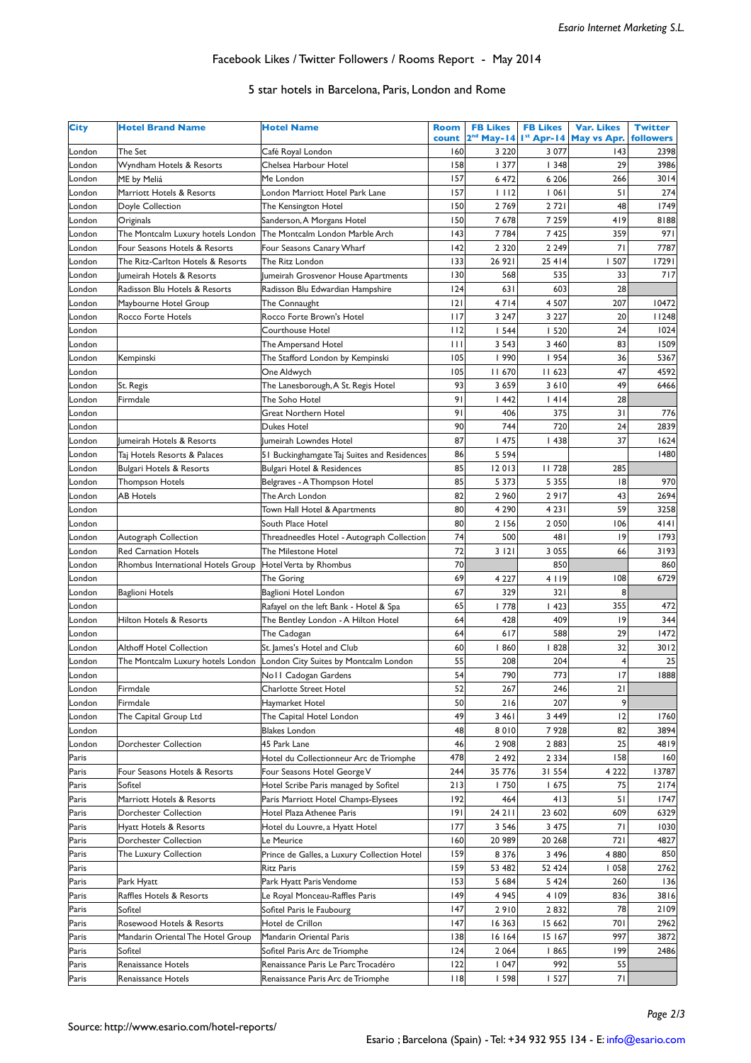Facebook Likes / Twitter Followers / Rooms Report - May 2014

5 star hotels in Barcelona, Paris, London and Rome

| City | Hotel Brand Name | Hotel Name | Room count | FB Likes 2nd May-14 | FB Likes 1st Apr-14 | Var. Likes May vs Apr. | Twitter followers |
|---|---|---|---|---|---|---|---|
| London | The Set | Café Royal London | 160 | 3 220 | 3 077 | 143 | 2398 |
| London | Wyndham Hotels & Resorts | Chelsea Harbour Hotel | 158 | 1 377 | 1 348 | 29 | 3986 |
| London | ME by Meliá | Me London | 157 | 6 472 | 6 206 | 266 | 3014 |
| London | Marriott Hotels & Resorts | London Marriott Hotel Park Lane | 157 | 1 112 | 1 061 | 51 | 274 |
| London | Doyle Collection | The Kensington Hotel | 150 | 2 769 | 2 721 | 48 | 1749 |
| London | Originals | Sanderson, A Morgans Hotel | 150 | 7 678 | 7 259 | 419 | 8188 |
| London | The Montcalm Luxury hotels London | The Montcalm London Marble Arch | 143 | 7 784 | 7 425 | 359 | 971 |
| London | Four Seasons Hotels & Resorts | Four Seasons Canary Wharf | 142 | 2 320 | 2 249 | 71 | 7787 |
| London | The Ritz-Carlton Hotels & Resorts | The Ritz London | 133 | 26 921 | 25 414 | 1 507 | 17291 |
| London | Jumeirah Hotels & Resorts | Jumeirah Grosvenor House Apartments | 130 | 568 | 535 | 33 | 717 |
| London | Radisson Blu Hotels & Resorts | Radisson Blu Edwardian Hampshire | 124 | 631 | 603 | 28 | |
| London | Maybourne Hotel Group | The Connaught | 121 | 4 714 | 4 507 | 207 | 10472 |
| London | Rocco Forte Hotels | Rocco Forte Brown's Hotel | 117 | 3 247 | 3 227 | 20 | 11248 |
| London | | Courthouse Hotel | 112 | 1 544 | 1 520 | 24 | 1024 |
| London | | The Ampersand Hotel | 111 | 3 543 | 3 460 | 83 | 1509 |
| London | Kempinski | The Stafford London by Kempinski | 105 | 1 990 | 1 954 | 36 | 5367 |
| London | | One Aldwych | 105 | 11 670 | 11 623 | 47 | 4592 |
| London | St. Regis | The Lanesborough, A St. Regis Hotel | 93 | 3 659 | 3 610 | 49 | 6466 |
| London | Firmdale | The Soho Hotel | 91 | 1 442 | 1 414 | 28 | |
| London | | Great Northern Hotel | 91 | 406 | 375 | 31 | 776 |
| London | | Dukes Hotel | 90 | 744 | 720 | 24 | 2839 |
| London | Jumeirah Hotels & Resorts | Jumeirah Lowndes Hotel | 87 | 1 475 | 1 438 | 37 | 1624 |
| London | Taj Hotels Resorts & Palaces | 51 Buckinghamgate Taj Suites and Residences | 86 | 5 594 | | | 1480 |
| London | Bulgari Hotels & Resorts | Bulgari Hotel & Residences | 85 | 12 013 | 11 728 | 285 | |
| London | Thompson Hotels | Belgraves - A Thompson Hotel | 85 | 5 373 | 5 355 | 18 | 970 |
| London | AB Hotels | The Arch London | 82 | 2 960 | 2 917 | 43 | 2694 |
| London | | Town Hall Hotel & Apartments | 80 | 4 290 | 4 231 | 59 | 3258 |
| London | | South Place Hotel | 80 | 2 156 | 2 050 | 106 | 4141 |
| London | Autograph Collection | Threadneedles Hotel - Autograph Collection | 74 | 500 | 481 | 19 | 1793 |
| London | Red Carnation Hotels | The Milestone Hotel | 72 | 3 121 | 3 055 | 66 | 3193 |
| London | Rhombus International Hotels Group | Hotel Verta by Rhombus | 70 | | 850 | | 860 |
| London | | The Goring | 69 | 4 227 | 4 119 | 108 | 6729 |
| London | Baglioni Hotels | Baglioni Hotel London | 67 | 329 | 321 | 8 | |
| London | | Rafayel on the left Bank - Hotel & Spa | 65 | 1 778 | 1 423 | 355 | 472 |
| London | Hilton Hotels & Resorts | The Bentley London - A Hilton Hotel | 64 | 428 | 409 | 19 | 344 |
| London | | The Cadogan | 64 | 617 | 588 | 29 | 1472 |
| London | Althoff Hotel Collection | St. James's Hotel and Club | 60 | 1 860 | 1 828 | 32 | 3012 |
| London | The Montcalm Luxury hotels London | London City Suites by Montcalm London | 55 | 208 | 204 | 4 | 25 |
| London | | No11 Cadogan Gardens | 54 | 790 | 773 | 17 | 1888 |
| London | Firmdale | Charlotte Street Hotel | 52 | 267 | 246 | 21 | |
| London | Firmdale | Haymarket Hotel | 50 | 216 | 207 | 9 | |
| London | The Capital Group Ltd | The Capital Hotel London | 49 | 3 461 | 3 449 | 12 | 1760 |
| London | | Blakes London | 48 | 8 010 | 7 928 | 82 | 3894 |
| London | Dorchester Collection | 45 Park Lane | 46 | 2 908 | 2 883 | 25 | 4819 |
| Paris | | Hotel du Collectionneur Arc de Triomphe | 478 | 2 492 | 2 334 | 158 | 160 |
| Paris | Four Seasons Hotels & Resorts | Four Seasons Hotel George V | 244 | 35 776 | 31 554 | 4 222 | 13787 |
| Paris | Sofitel | Hotel Scribe Paris managed by Sofitel | 213 | 1 750 | 1 675 | 75 | 2174 |
| Paris | Marriott Hotels & Resorts | Paris Marriott Hotel Champs-Elysees | 192 | 464 | 413 | 51 | 1747 |
| Paris | Dorchester Collection | Hotel Plaza Athenee Paris | 191 | 24 211 | 23 602 | 609 | 6329 |
| Paris | Hyatt Hotels & Resorts | Hotel du Louvre, a Hyatt Hotel | 177 | 3 546 | 3 475 | 71 | 1030 |
| Paris | Dorchester Collection | Le Meurice | 160 | 20 989 | 20 268 | 721 | 4827 |
| Paris | The Luxury Collection | Prince de Galles, a Luxury Collection Hotel | 159 | 8 376 | 3 496 | 4 880 | 850 |
| Paris | | Ritz Paris | 159 | 53 482 | 52 424 | 1 058 | 2762 |
| Paris | Park Hyatt | Park Hyatt Paris Vendome | 153 | 5 684 | 5 424 | 260 | 136 |
| Paris | Raffles Hotels & Resorts | Le Royal Monceau-Raffles Paris | 149 | 4 945 | 4 109 | 836 | 3816 |
| Paris | Sofitel | Sofitel Paris le Faubourg | 147 | 2 910 | 2 832 | 78 | 2109 |
| Paris | Rosewood Hotels & Resorts | Hotel de Crillon | 147 | 16 363 | 15 662 | 701 | 2962 |
| Paris | Mandarin Oriental The Hotel Group | Mandarin Oriental Paris | 138 | 16 164 | 15 167 | 997 | 3872 |
| Paris | Sofitel | Sofitel Paris Arc de Triomphe | 124 | 2 064 | 1 865 | 199 | 2486 |
| Paris | Renaissance Hotels | Renaissance Paris Le Parc Trocadéro | 122 | 1 047 | 992 | 55 | |
| Paris | Renaissance Hotels | Renaissance Paris Arc de Triomphe | 118 | 1 598 | 1 527 | 71 | |

Source: http://www.esario.com/hotel-reports/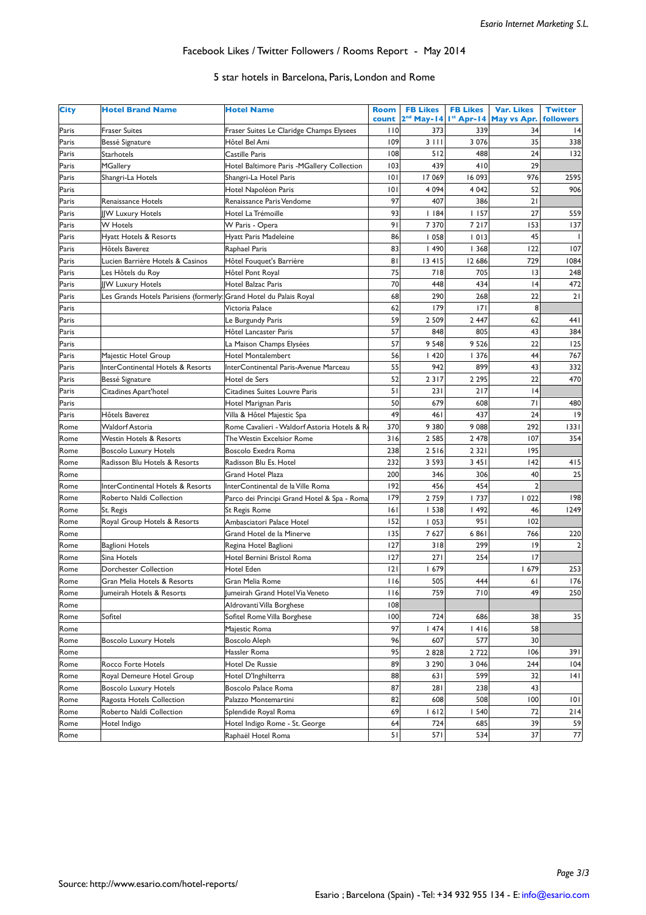Facebook Likes / Twitter Followers / Rooms Report - May 2014

5 star hotels in Barcelona, Paris, London and Rome

| City | Hotel Brand Name | Hotel Name | Room count | FB Likes 2nd May-14 | FB Likes 1st Apr-14 | Var. Likes May vs Apr. | Twitter followers |
|---|---|---|---|---|---|---|---|
| Paris | Fraser Suites | Fraser Suites Le Claridge Champs Elysees | 110 | 373 | 339 | 34 | 14 |
| Paris | Bessé Signature | Hôtel Bel Ami | 109 | 3 111 | 3 076 | 35 | 338 |
| Paris | Starhotels | Castille Paris | 108 | 512 | 488 | 24 | 132 |
| Paris | MGallery | Hotel Baltimore Paris -MGallery Collection | 103 | 439 | 410 | 29 | |
| Paris | Shangri-La Hotels | Shangri-La Hotel Paris | 101 | 17 069 | 16 093 | 976 | 2595 |
| Paris | | Hotel Napoléon Paris | 101 | 4 094 | 4 042 | 52 | 906 |
| Paris | Renaissance Hotels | Renaissance Paris Vendome | 97 | 407 | 386 | 21 | |
| Paris | JW Luxury Hotels | Hotel La Trémoille | 93 | 1 184 | 1 157 | 27 | 559 |
| Paris | W Hotels | W Paris - Opera | 91 | 7 370 | 7 217 | 153 | 137 |
| Paris | Hyatt Hotels & Resorts | Hyatt Paris Madeleine | 86 | 1 058 | 1 013 | 45 | 1 |
| Paris | Hôtels Baverez | Raphael Paris | 83 | 1 490 | 1 368 | 122 | 107 |
| Paris | Lucien Barrière Hotels & Casinos | Hôtel Fouquet's Barrière | 81 | 13 415 | 12 686 | 729 | 1084 |
| Paris | Les Hôtels du Roy | Hôtel Pont Royal | 75 | 718 | 705 | 13 | 248 |
| Paris | JW Luxury Hotels | Hotel Balzac Paris | 70 | 448 | 434 | 14 | 472 |
| Paris | Les Grands Hotels Parisiens (formerly | Grand Hotel du Palais Royal | 68 | 290 | 268 | 22 | 21 |
| Paris | | Victoria Palace | 62 | 179 | 171 | 8 | |
| Paris | | Le Burgundy Paris | 59 | 2 509 | 2 447 | 62 | 441 |
| Paris | | Hôtel Lancaster Paris | 57 | 848 | 805 | 43 | 384 |
| Paris | | La Maison Champs Elysées | 57 | 9 548 | 9 526 | 22 | 125 |
| Paris | Majestic Hotel Group | Hotel Montalembert | 56 | 1 420 | 1 376 | 44 | 767 |
| Paris | InterContinental Hotels & Resorts | InterContinental Paris-Avenue Marceau | 55 | 942 | 899 | 43 | 332 |
| Paris | Bessé Signature | Hotel de Sers | 52 | 2 317 | 2 295 | 22 | 470 |
| Paris | Citadines Apart'hotel | Citadines Suites Louvre Paris | 51 | 231 | 217 | 14 | |
| Paris | | Hotel Marignan Paris | 50 | 679 | 608 | 71 | 480 |
| Paris | Hôtels Baverez | Villa & Hôtel Majestic Spa | 49 | 461 | 437 | 24 | 19 |
| Rome | Waldorf Astoria | Rome Cavalieri - Waldorf Astoria Hotels & R | 370 | 9 380 | 9 088 | 292 | 1331 |
| Rome | Westin Hotels & Resorts | The Westin Excelsior Rome | 316 | 2 585 | 2 478 | 107 | 354 |
| Rome | Boscolo Luxury Hotels | Boscolo Exedra Roma | 238 | 2 516 | 2 321 | 195 | |
| Rome | Radisson Blu Hotels & Resorts | Radisson Blu Es. Hotel | 232 | 3 593 | 3 451 | 142 | 415 |
| Rome | | Grand Hotel Plaza | 200 | 346 | 306 | 40 | 25 |
| Rome | InterContinental Hotels & Resorts | InterContinental de la Ville Roma | 192 | 456 | 454 | 2 | |
| Rome | Roberto Naldi Collection | Parco dei Principi Grand Hotel & Spa - Roma | 179 | 2 759 | 1 737 | 1 022 | 198 |
| Rome | St. Regis | St Regis Rome | 161 | 1 538 | 1 492 | 46 | 1249 |
| Rome | Royal Group Hotels & Resorts | Ambasciatori Palace Hotel | 152 | 1 053 | 951 | 102 | |
| Rome | | Grand Hotel de la Minerve | 135 | 7 627 | 6 861 | 766 | 220 |
| Rome | Baglioni Hotels | Regina Hotel Baglioni | 127 | 318 | 299 | 19 | 2 |
| Rome | Sina Hotels | Hotel Bernini Bristol Roma | 127 | 271 | 254 | 17 | |
| Rome | Dorchester Collection | Hotel Eden | 121 | 1 679 | | 1 679 | 253 |
| Rome | Gran Melia Hotels & Resorts | Gran Melia Rome | 116 | 505 | 444 | 61 | 176 |
| Rome | Jumeirah Hotels & Resorts | Jumeirah Grand Hotel Via Veneto | 116 | 759 | 710 | 49 | 250 |
| Rome | | Aldrovanti Villa Borghese | 108 | | | | |
| Rome | Sofitel | Sofitel Rome Villa Borghese | 100 | 724 | 686 | 38 | 35 |
| Rome | | Majestic Roma | 97 | 1 474 | 1 416 | 58 | |
| Rome | Boscolo Luxury Hotels | Boscolo Aleph | 96 | 607 | 577 | 30 | |
| Rome | | Hassler Roma | 95 | 2 828 | 2 722 | 106 | 391 |
| Rome | Rocco Forte Hotels | Hotel De Russie | 89 | 3 290 | 3 046 | 244 | 104 |
| Rome | Royal Demeure Hotel Group | Hotel D'Inghilterra | 88 | 631 | 599 | 32 | 141 |
| Rome | Boscolo Luxury Hotels | Boscolo Palace Roma | 87 | 281 | 238 | 43 | |
| Rome | Ragosta Hotels Collection | Palazzo Montemartini | 82 | 608 | 508 | 100 | 101 |
| Rome | Roberto Naldi Collection | Splendide Royal Roma | 69 | 1 612 | 1 540 | 72 | 214 |
| Rome | Hotel Indigo | Hotel Indigo Rome - St. George | 64 | 724 | 685 | 39 | 59 |
| Rome | | Raphaël Hotel Roma | 51 | 571 | 534 | 37 | 77 |

Source: http://www.esario.com/hotel-reports/